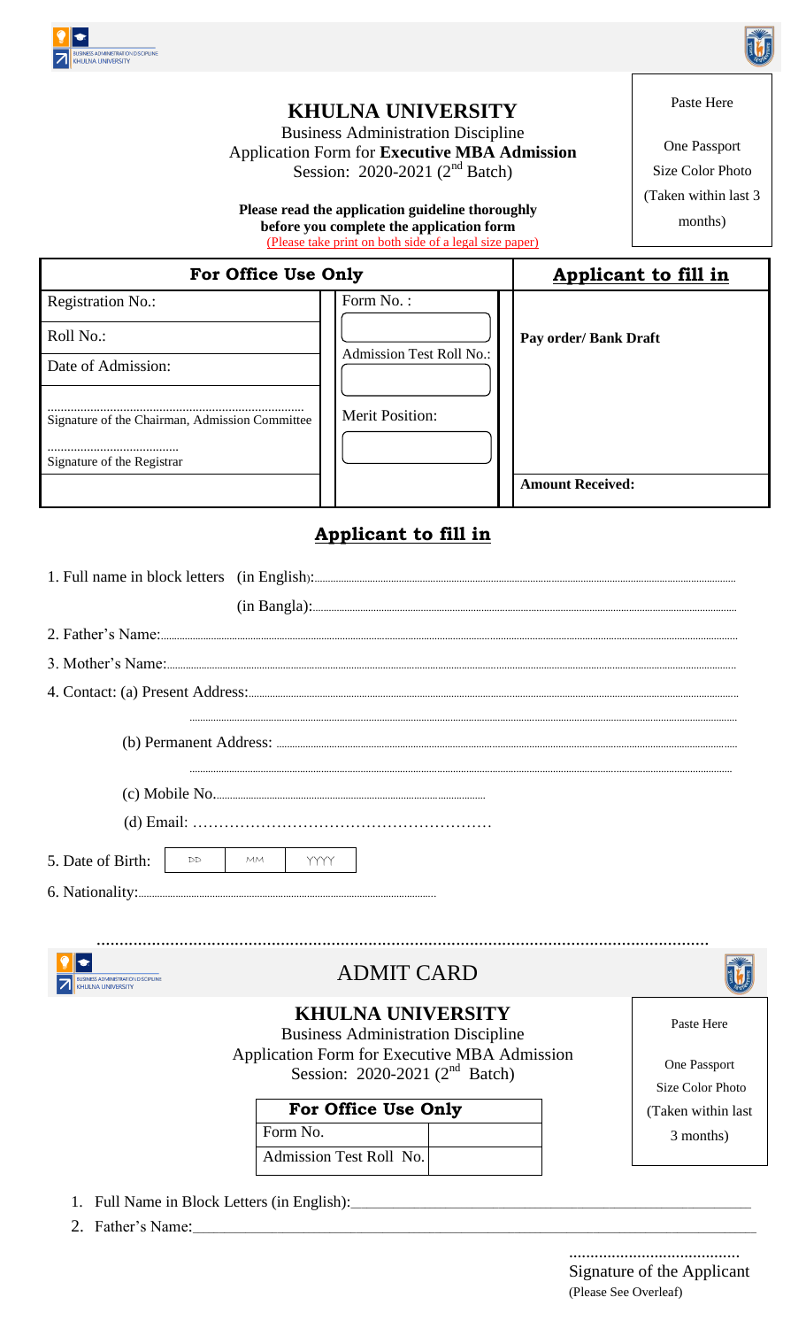# KHULNA UNIVERSITY

Business Administration Discipline
Application Form for **Executive MBA Admission**
Session: 2020-2021 (2nd Batch)

**Please read the application guideline thoroughly before you complete the application form**
(Please take print on both side of a legal size paper)

Paste Here

One Passport Size Color Photo (Taken within last 3 months)

| For Office Use Only | | Applicant to fill in |
|---|---|---|
| Registration No.: | Form No. : | Pay order/ Bank Draft |
| Roll No.: | Admission Test Roll No.: | |
| Date of Admission: | | |
| ............ Signature of the Chairman, Admission Committee | Merit Position: | |
| ............ Signature of the Registrar | | |
| | | Amount Received: |

## Applicant to fill in

1. Full name in block letters (in English):......................................
   (in Bangla):......................................
2. Father's Name:......................................
3. Mother's Name:......................................
4. Contact: (a) Present Address:......................................
   ......................................
   (b) Permanent Address: ......................................
   ......................................
   (c) Mobile No......................................
   (d) Email: ......................................
5. Date of Birth: | DD | MM | YYYY |
6. Nationality:......................................

......................................

## ADMIT CARD

# KHULNA UNIVERSITY

Business Administration Discipline
Application Form for Executive MBA Admission
Session: 2020-2021 (2nd Batch)

| For Office Use Only | |
|---|---|
| Form No. | |
| Admission Test Roll No. | |

Paste Here

One Passport Size Color Photo (Taken within last 3 months)

1. Full Name in Block Letters (in English):______________________
2. Father's Name:______________________

.......................................
Signature of the Applicant
(Please See Overleaf)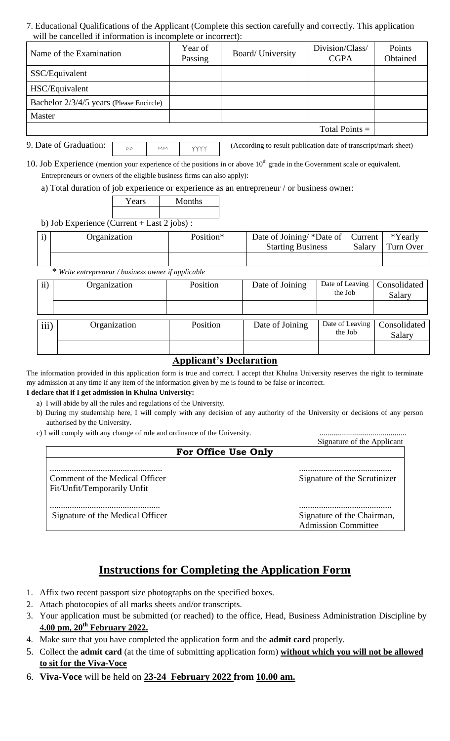7. Educational Qualifications of the Applicant (Complete this section carefully and correctly. This application will be cancelled if information is incomplete or incorrect):

| Name of the Examination | Year of Passing | Board/ University | Division/Class/ CGPA | Points Obtained |
|---|---|---|---|---|
| SSC/Equivalent | | | | |
| HSC/Equivalent | | | | |
| Bachelor 2/3/4/5 years (Please Encircle) | | | | |
| Master | | | | |
| | | | Total Points = | |

9. Date of Graduation: DD MM YYYY (According to result publication date of transcript/mark sheet)

10. Job Experience (mention your experience of the positions in or above 10th grade in the Government scale or equivalent. Entrepreneurs or owners of the eligible business firms can also apply):

a) Total duration of job experience or experience as an entrepreneur / or business owner:

| Years | Months |
|---|---|
| | |

b) Job Experience (Current + Last 2 jobs) :

| i) | Organization | Position* | Date of Joining/ *Date of Starting Business | Current Salary | *Yearly Turn Over |
|---|---|---|---|---|---|
| | | | | | |

\* *Write entrepreneur / business owner if applicable*

| ii) | Organization | Position | Date of Joining | Date of Leaving the Job | Consolidated Salary |
|---|---|---|---|---|---|
| | | | | | |

| iii) | Organization | Position | Date of Joining | Date of Leaving the Job | Consolidated Salary |
|---|---|---|---|---|---|
| | | | | | |

## Applicant's Declaration

The information provided in this application form is true and correct. I accept that Khulna University reserves the right to terminate my admission at any time if any item of the information given by me is found to be false or incorrect.

**I declare that if I get admission in Khulna University:**

a) I will abide by all the rules and regulations of the University.

b) During my studentship here, I will comply with any decision of any authority of the University or decisions of any person authorised by the University.

c) I will comply with any change of rule and ordinance of the University.

..........................................
Signature of the Applicant

**For Office Use Only**

| | |
|---|---|
| .................................................. Comment of the Medical Officer Fit/Unfit/Temporarily Unfit | .......................................... Signature of the Scrutinizer |
| .................................................. Signature of the Medical Officer | .......................................... Signature of the Chairman, Admission Committee |

## Instructions for Completing the Application Form

1. Affix two recent passport size photographs on the specified boxes.
2. Attach photocopies of all marks sheets and/or transcripts.
3. Your application must be submitted (or reached) to the office, Head, Business Administration Discipline by **4.00 pm, 20th February 2022.**
4. Make sure that you have completed the application form and the **admit card** properly.
5. Collect the **admit card** (at the time of submitting application form) **without which you will not be allowed to sit for the Viva-Voce**
6. **Viva-Voce** will be held on **23-24 February 2022 from 10.00 am.**